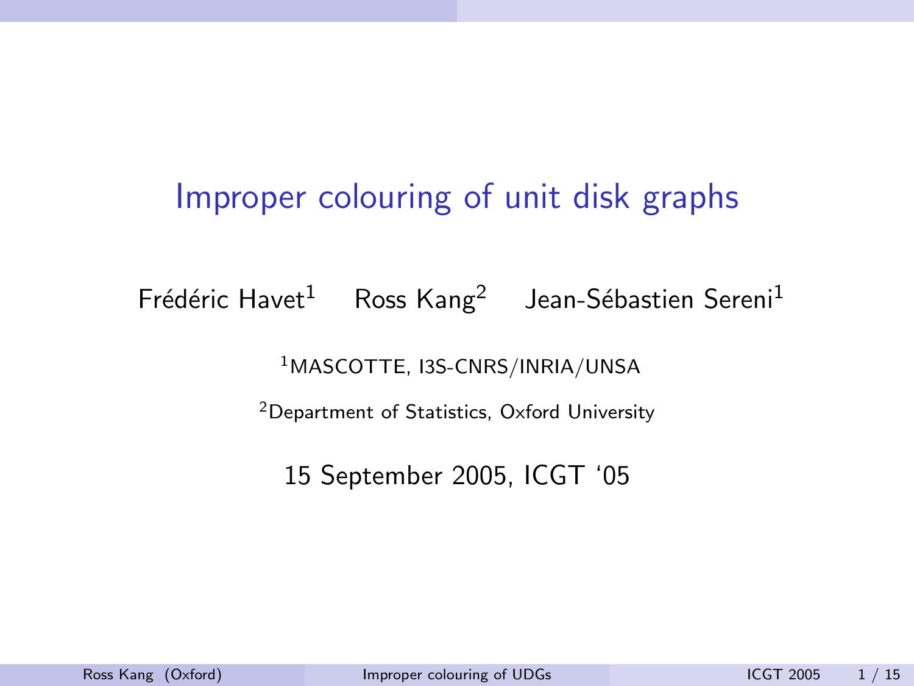# Improper colouring of unit disk graphs

Frédéric Havet[1] Ross Kang[2] Jean-Sébastien Sereni[1]

[1]MASCOTTE, I3S-CNRS/INRIA/UNSA

[2]Department of Statistics, Oxford University

15 September 2005, ICGT '05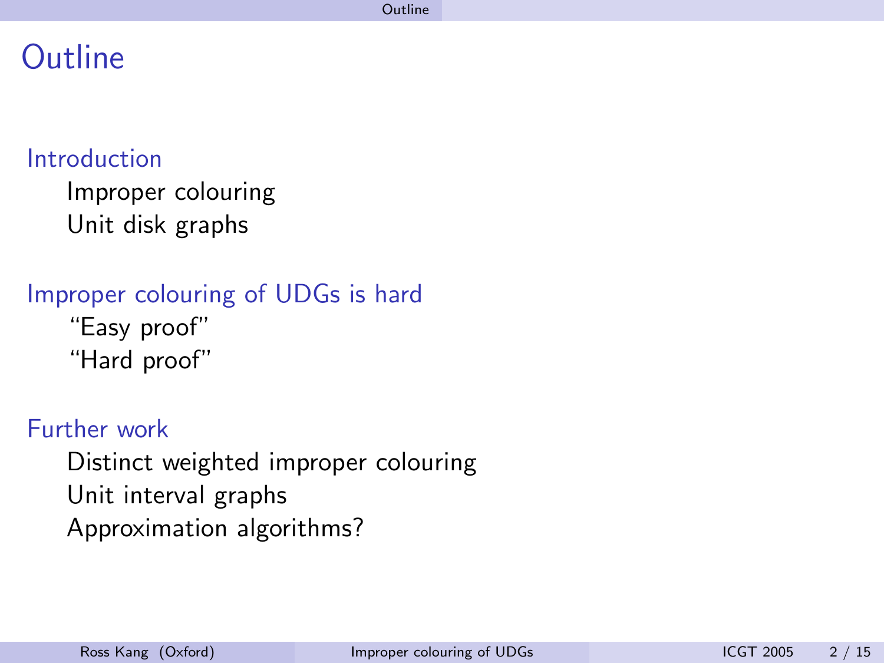# Outline

## Introduction

- Improper colouring
- Unit disk graphs

## Improper colouring of UDGs is hard

- "Easy proof"
- "Hard proof"

## Further work

- Distinct weighted improper colouring
- Unit interval graphs
- Approximation algorithms?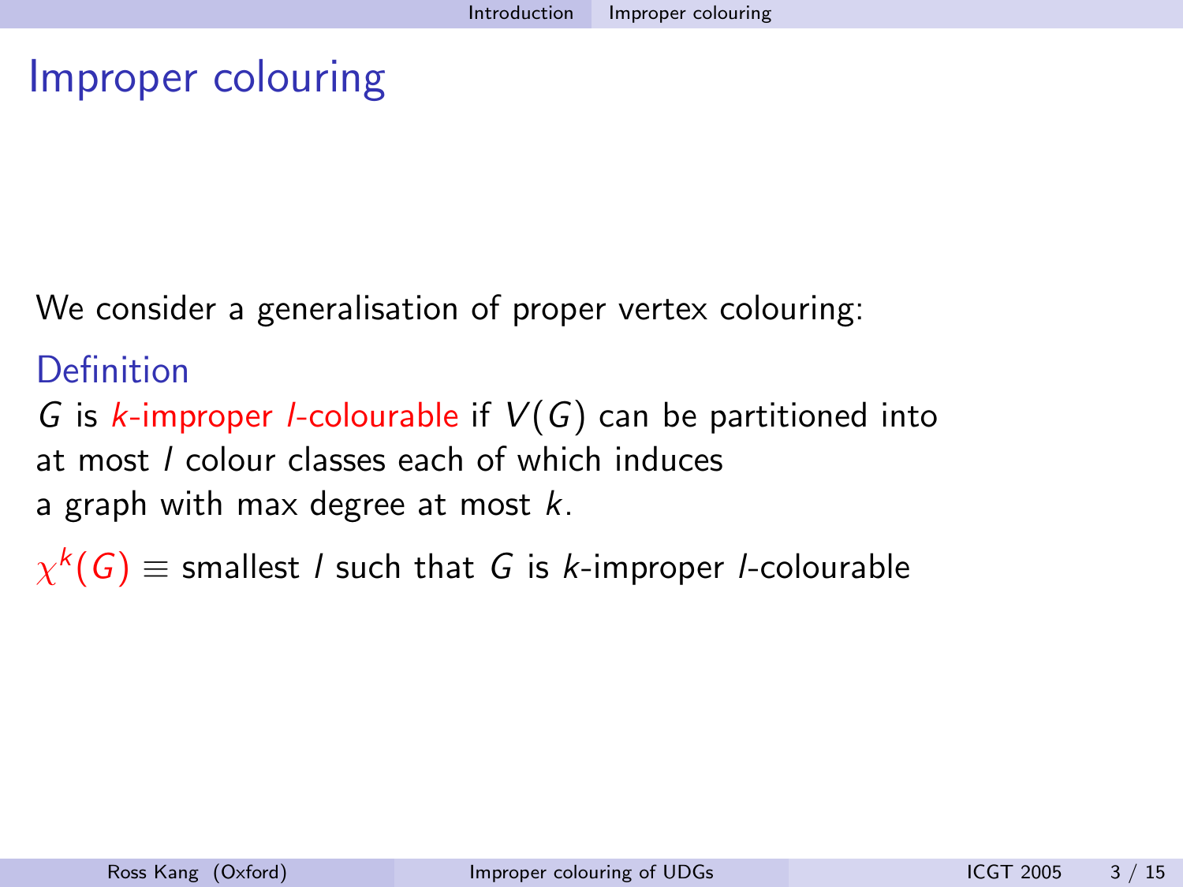# Improper colouring

We consider a generalisation of proper vertex colouring:

### Definition

$G$ is $k$-improper $l$-colourable if $V(G)$ can be partitioned into at most $l$ colour classes each of which induces a graph with max degree at most $k$.

$\chi^k(G) \equiv$ smallest $l$ such that $G$ is $k$-improper $l$-colourable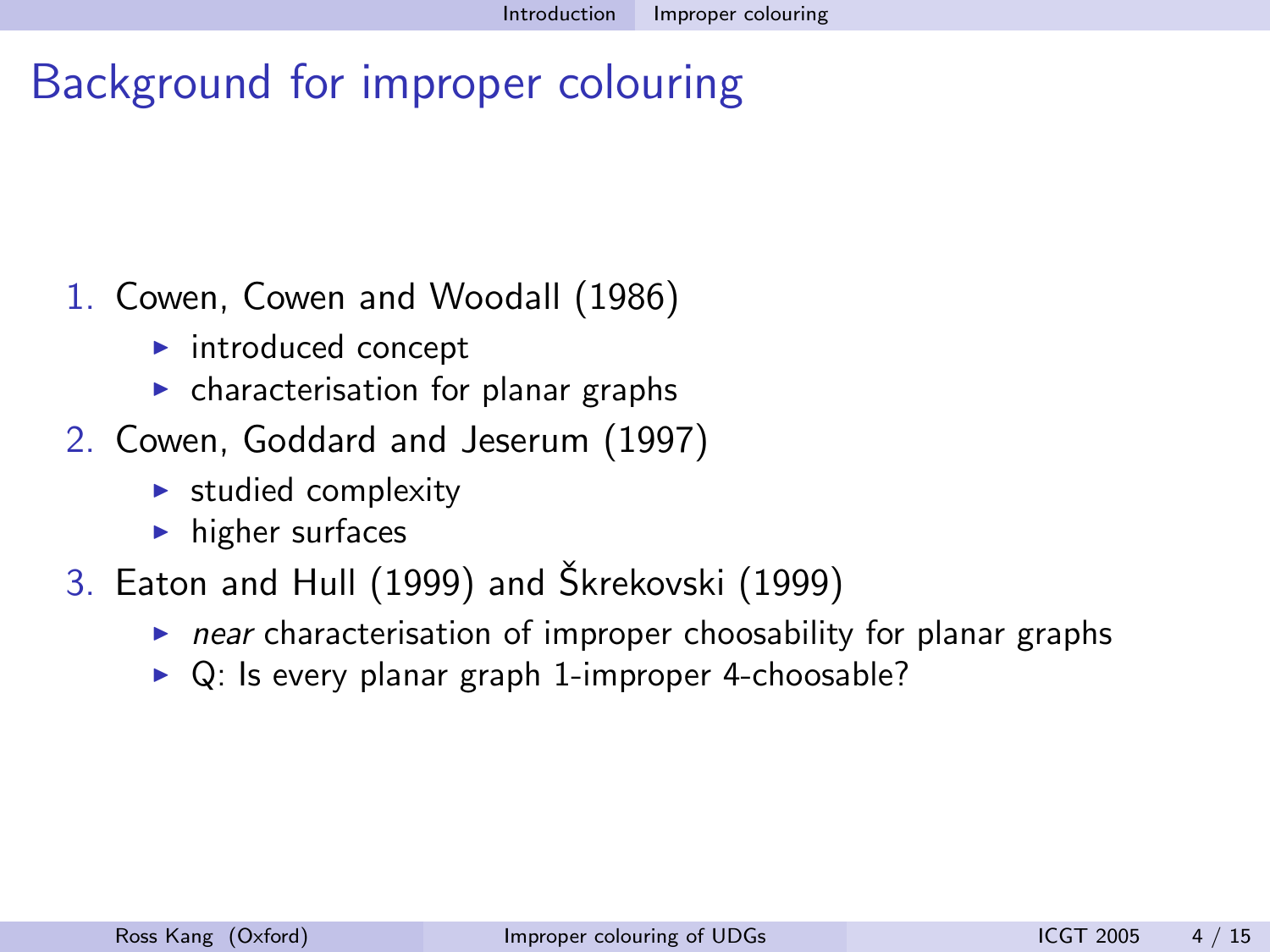# Background for improper colouring

1. Cowen, Cowen and Woodall (1986)
   - introduced concept
   - characterisation for planar graphs
2. Cowen, Goddard and Jeserum (1997)
   - studied complexity
   - higher surfaces
3. Eaton and Hull (1999) and Škrekovski (1999)
   - *near* characterisation of improper choosability for planar graphs
   - Q: Is every planar graph 1-improper 4-choosable?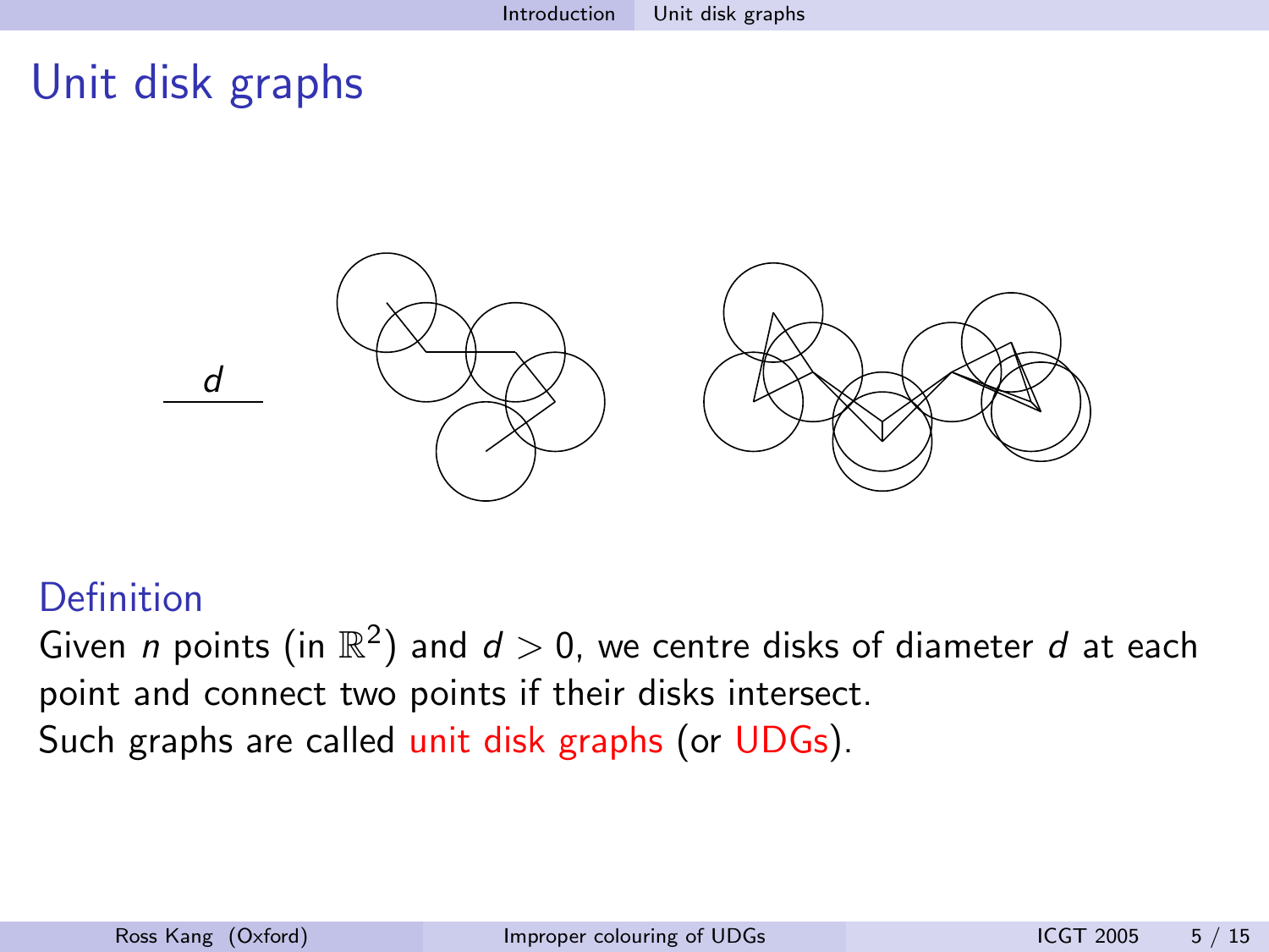# Unit disk graphs

$d$

## Definition

Given $n$ points (in $\mathbb{R}^2$) and $d > 0$, we centre disks of diameter $d$ at each point and connect two points if their disks intersect.
Such graphs are called unit disk graphs (or UDGs).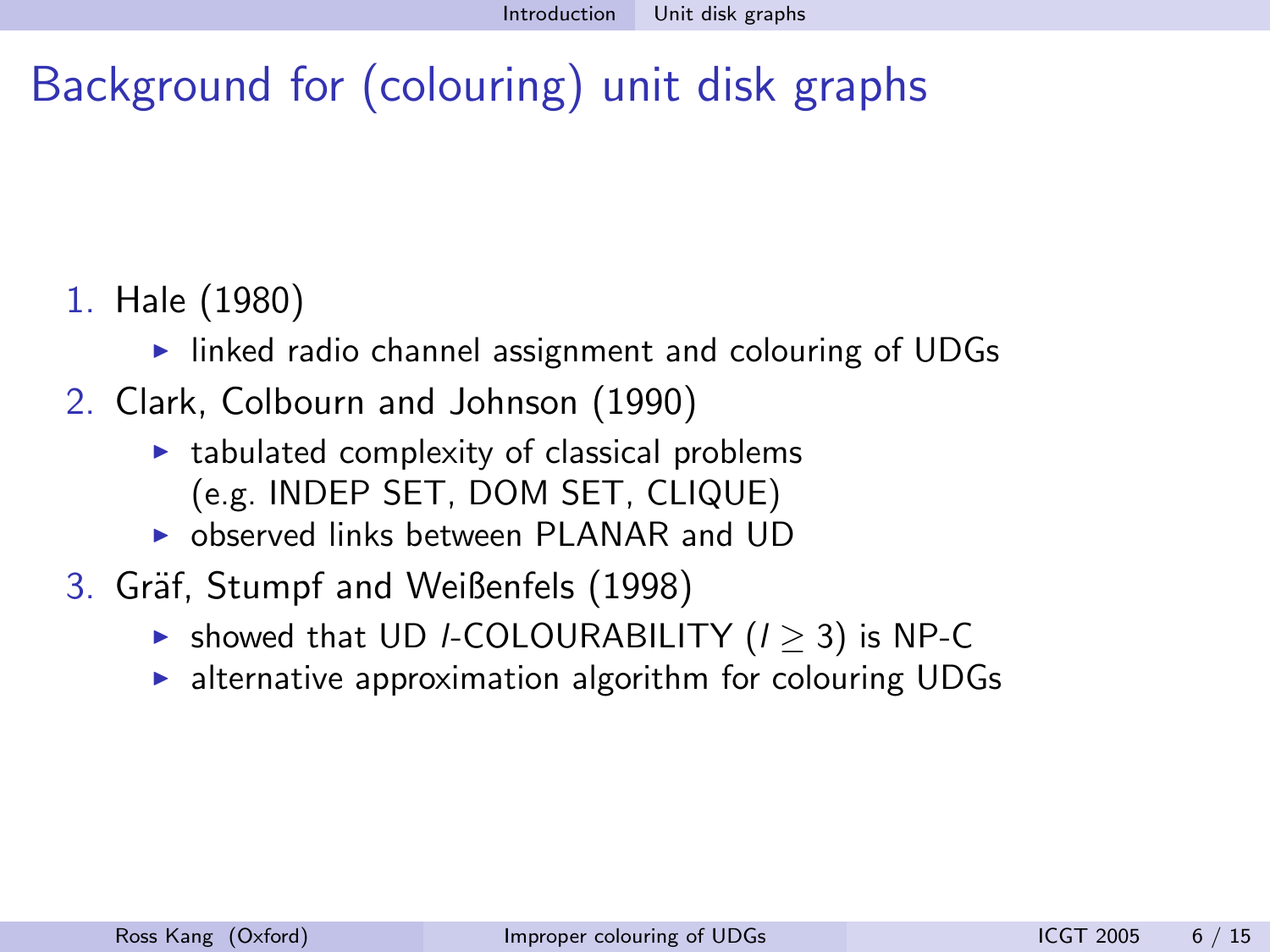# Background for (colouring) unit disk graphs

1. Hale (1980)
   - linked radio channel assignment and colouring of UDGs
2. Clark, Colbourn and Johnson (1990)
   - tabulated complexity of classical problems (e.g. INDEP SET, DOM SET, CLIQUE)
   - observed links between PLANAR and UD
3. Gräf, Stumpf and Weißenfels (1998)
   - showed that UD $l$-COLOURABILITY ($l \geq 3$) is NP-C
   - alternative approximation algorithm for colouring UDGs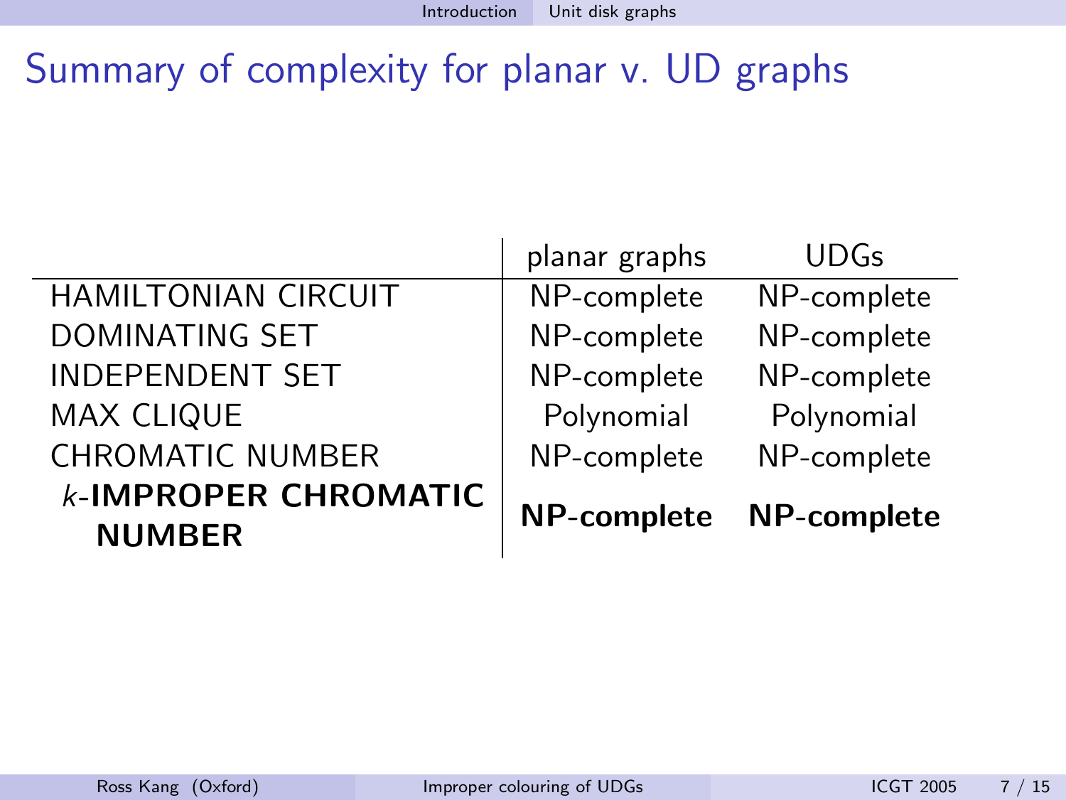# Summary of complexity for planar v. UD graphs

| | planar graphs | UDGs |
|---|---|---|
| HAMILTONIAN CIRCUIT | NP-complete | NP-complete |
| DOMINATING SET | NP-complete | NP-complete |
| INDEPENDENT SET | NP-complete | NP-complete |
| MAX CLIQUE | Polynomial | Polynomial |
| CHROMATIC NUMBER | NP-complete | NP-complete |
| **$k$-IMPROPER CHROMATIC NUMBER** | **NP-complete** | **NP-complete** |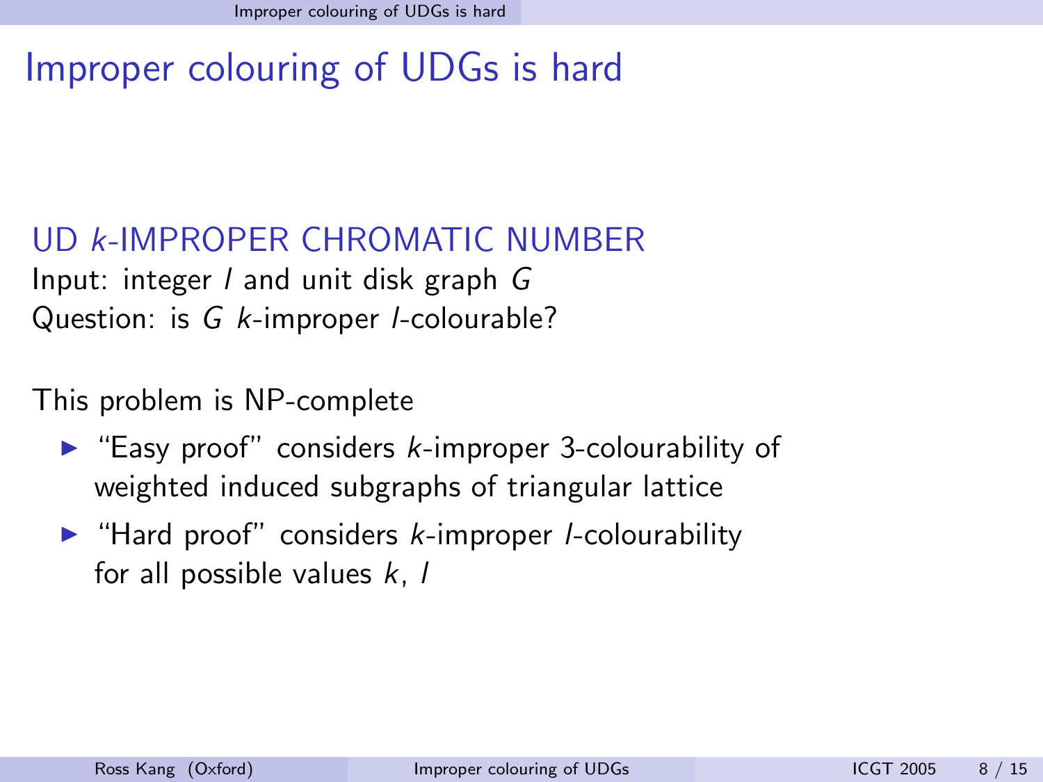# Improper colouring of UDGs is hard

### UD $k$-IMPROPER CHROMATIC NUMBER

Input: integer $l$ and unit disk graph $G$
Question: is $G$ $k$-improper $l$-colourable?

This problem is NP-complete

- "Easy proof" considers $k$-improper 3-colourability of weighted induced subgraphs of triangular lattice
- "Hard proof" considers $k$-improper $l$-colourability for all possible values $k$, $l$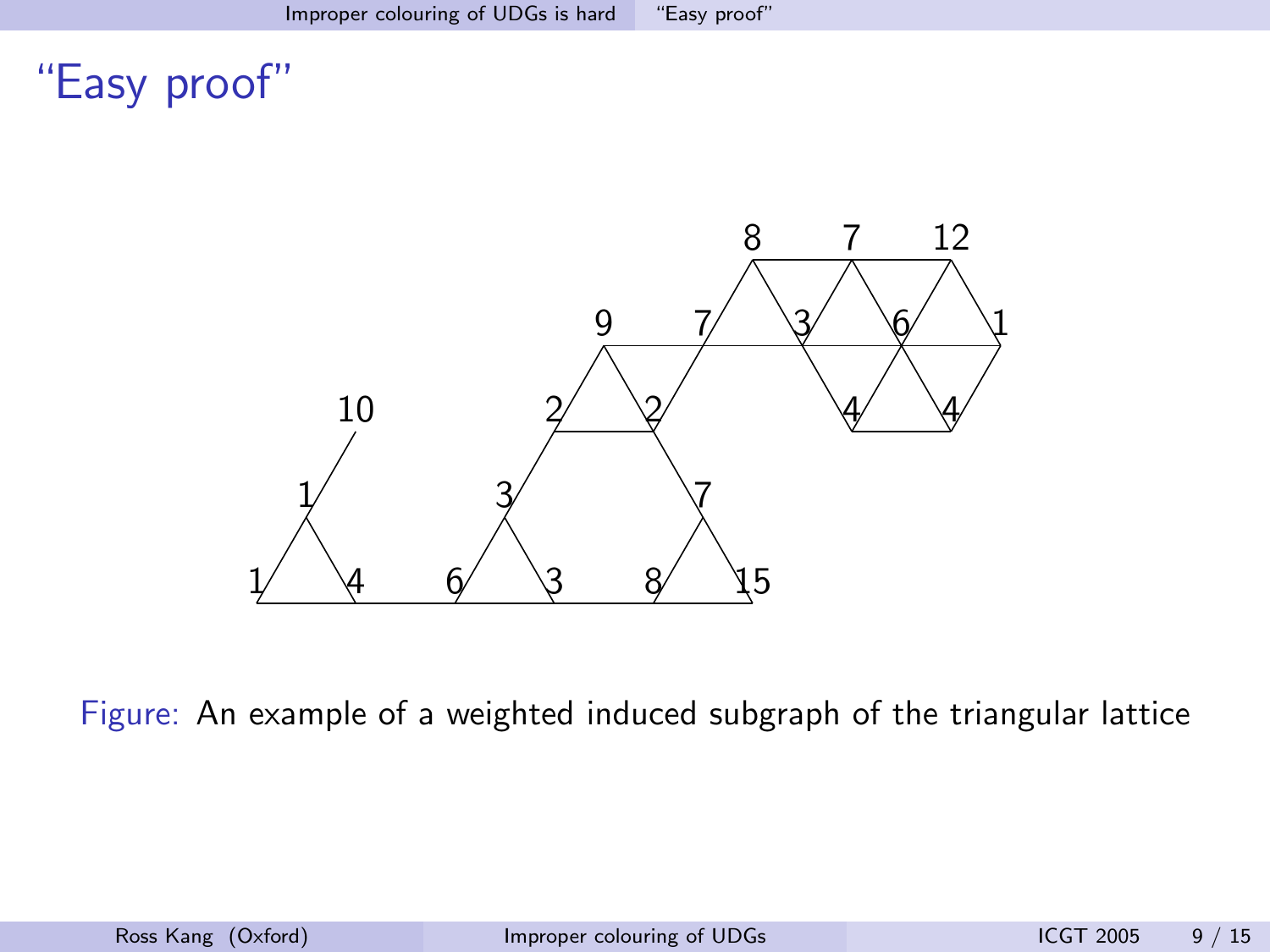# "Easy proof"

Figure: An example of a weighted induced subgraph of the triangular lattice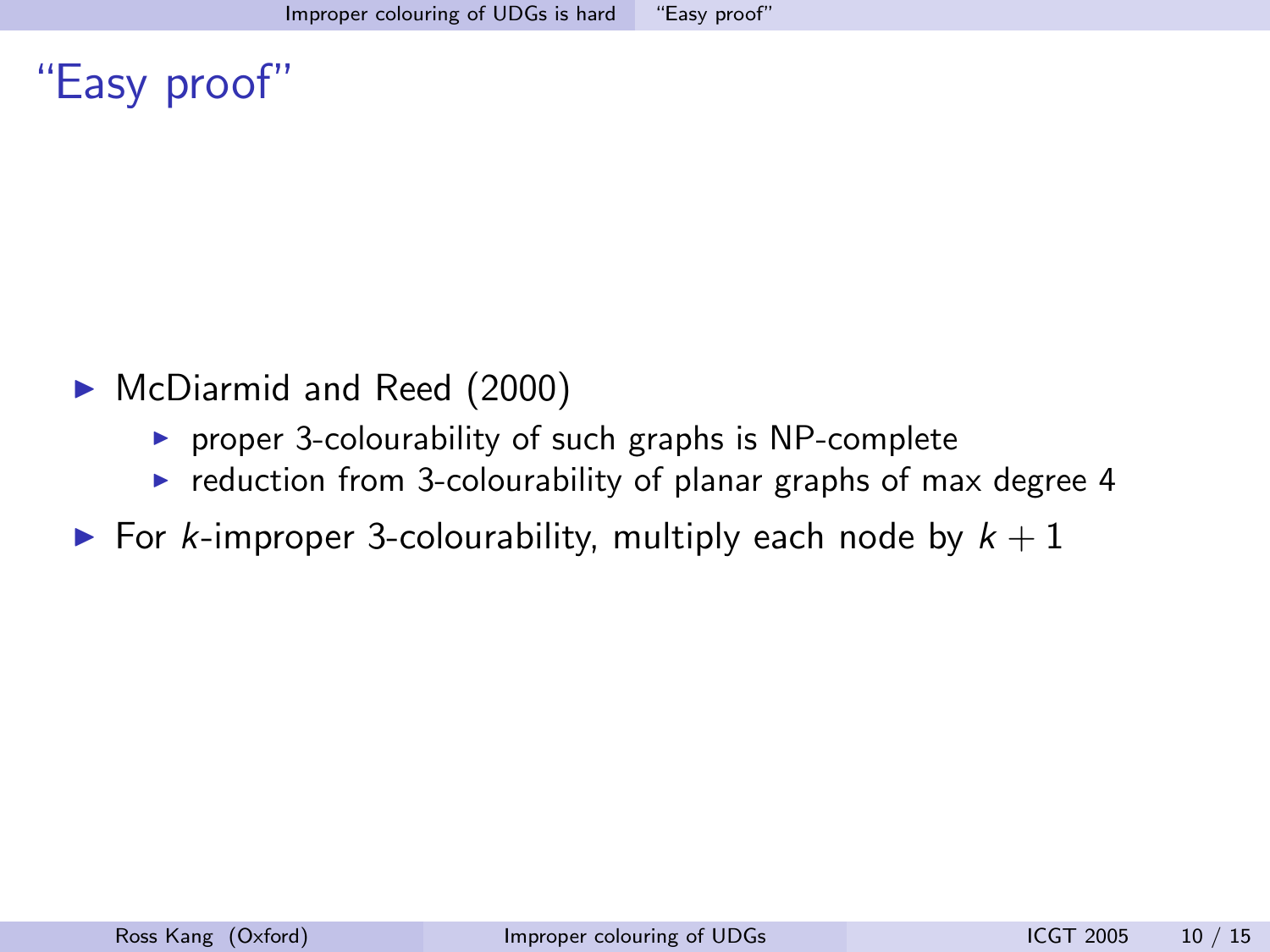# "Easy proof"

- McDiarmid and Reed (2000)
  - proper 3-colourability of such graphs is NP-complete
  - reduction from 3-colourability of planar graphs of max degree 4
- For $k$-improper 3-colourability, multiply each node by $k + 1$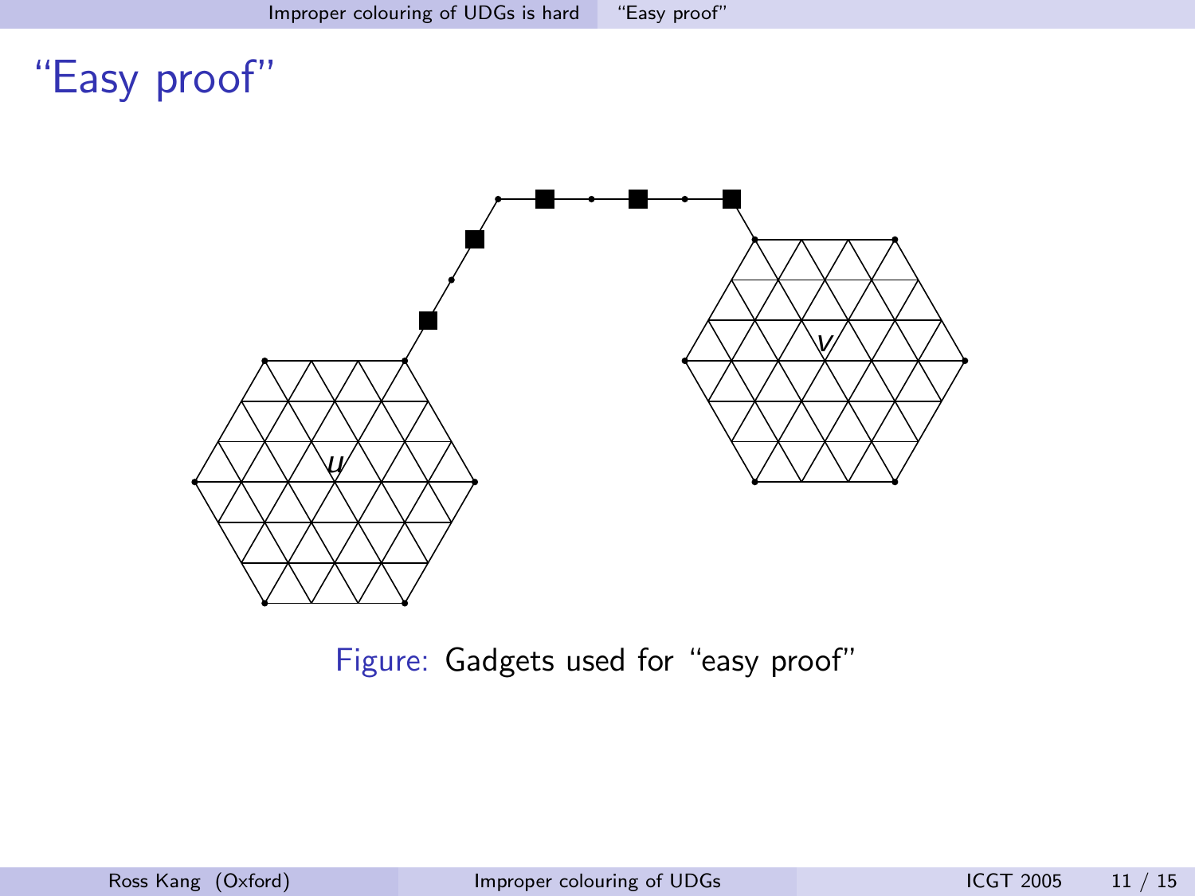# "Easy proof"

Figure: Gadgets used for "easy proof"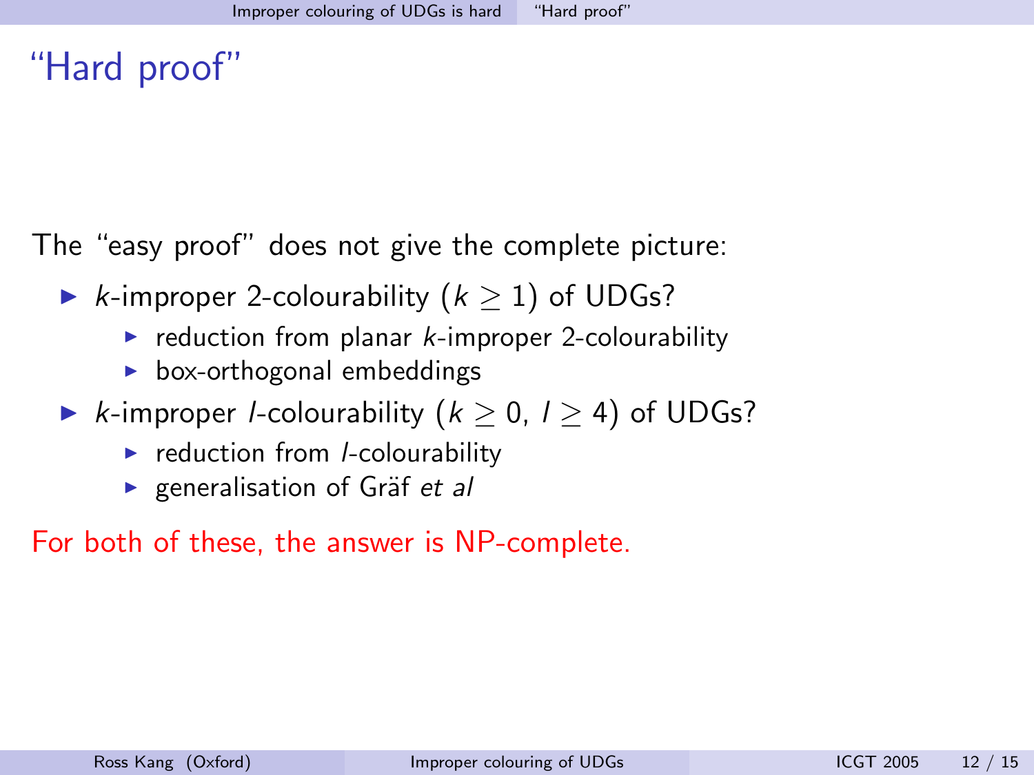# "Hard proof"

The "easy proof" does not give the complete picture:

- $k$-improper 2-colourability ($k \geq 1$) of UDGs?
  - reduction from planar $k$-improper 2-colourability
  - box-orthogonal embeddings
- $k$-improper $l$-colourability ($k \geq 0$, $l \geq 4$) of UDGs?
  - reduction from $l$-colourability
  - generalisation of Gräf *et al*

For both of these, the answer is NP-complete.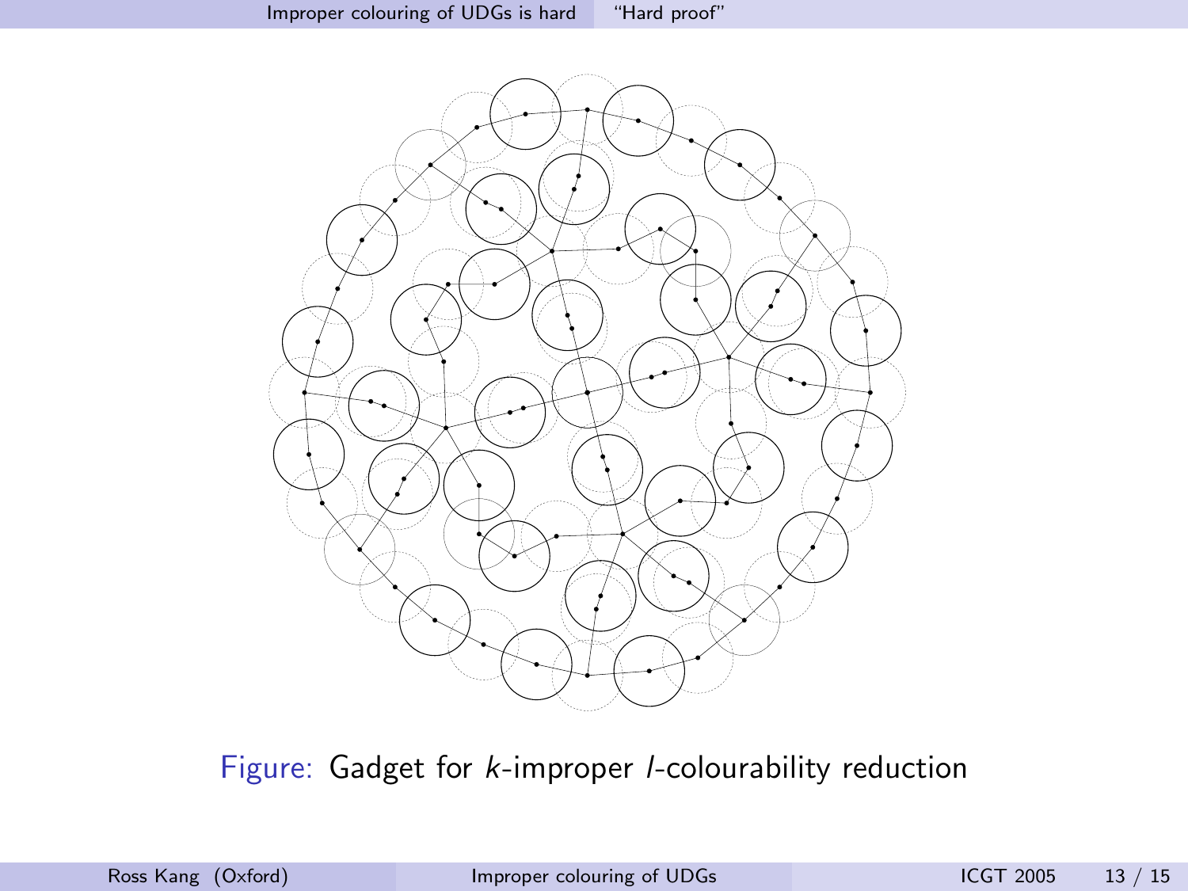Figure: Gadget for $k$-improper $l$-colourability reduction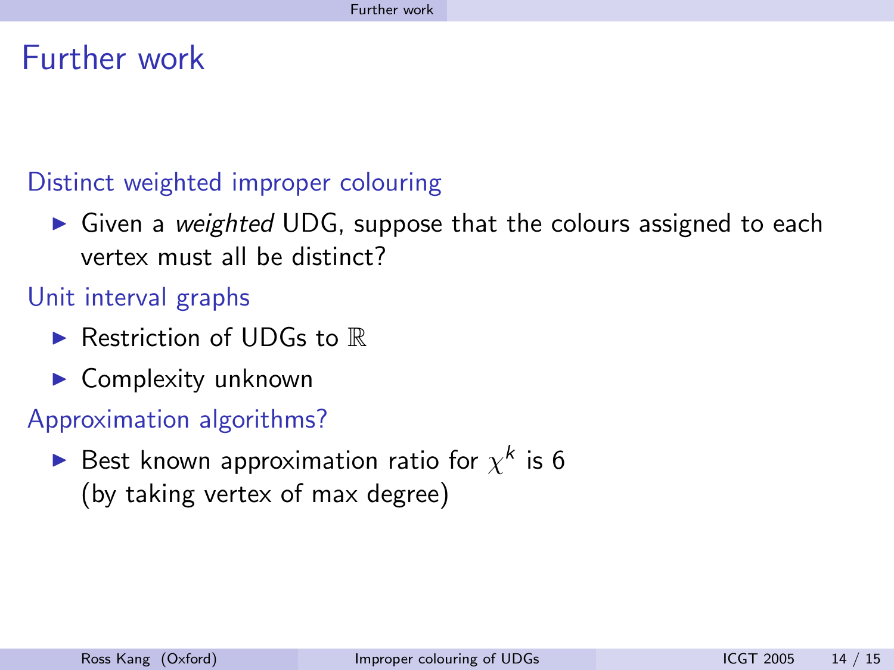# Further work

### Distinct weighted improper colouring

- Given a *weighted* UDG, suppose that the colours assigned to each vertex must all be distinct?

### Unit interval graphs

- Restriction of UDGs to $\mathbb{R}$
- Complexity unknown

### Approximation algorithms?

- Best known approximation ratio for $\chi^k$ is 6 (by taking vertex of max degree)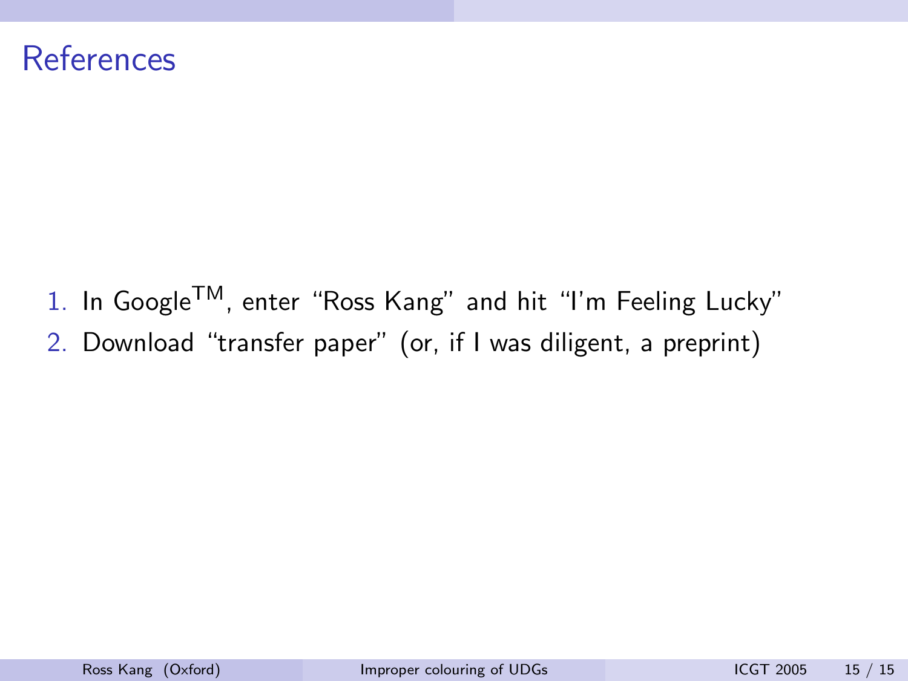# References

1. In Google$^{TM}$, enter “Ross Kang” and hit “I’m Feeling Lucky”
2. Download “transfer paper” (or, if I was diligent, a preprint)